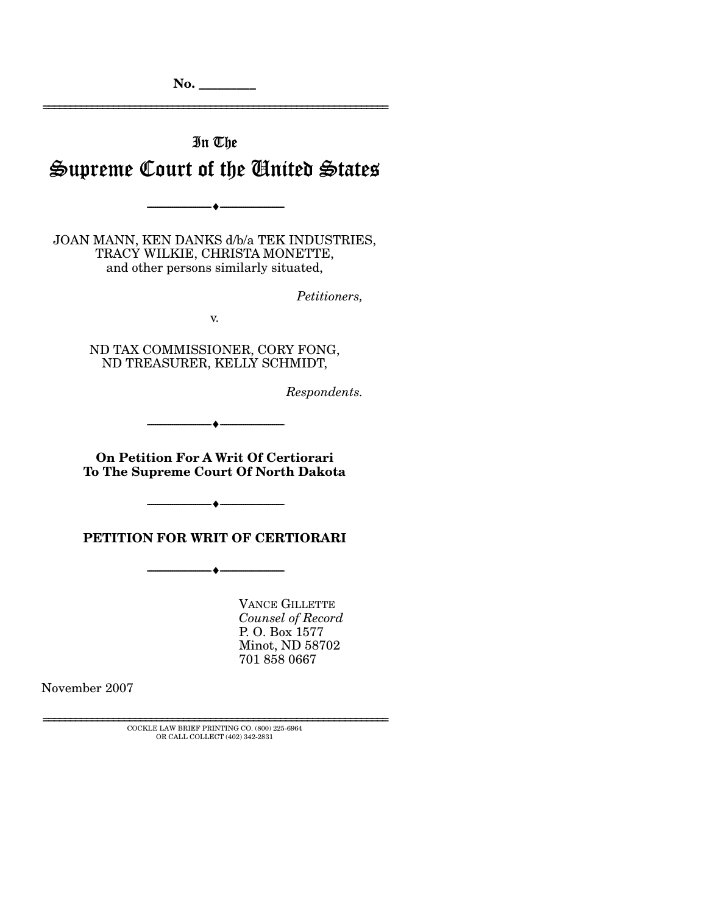No. ________

In The

# Supreme Court of the United States

JOAN MANN, KEN DANKS d/b/a TEK INDUSTRIES, TRACY WILKIE, CHRISTA MONETTE, and other persons similarly situated,

*Petitioners,*

v.

ND TAX COMMISSIONER, CORY FONG, ND TREASURER, KELLY SCHMIDT,

*Respondents.*

**On Petition For A Writ Of Certiorari To The Supreme Court Of North Dakota**

**PETITION FOR WRIT OF CERTIORARI**

VANCE GILLETTE
*Counsel of Record*
P. O. Box 1577
Minot, ND 58702
701 858 0667

November 2007

COCKLE LAW BRIEF PRINTING CO. (800) 225-6964
OR CALL COLLECT (402) 342-2831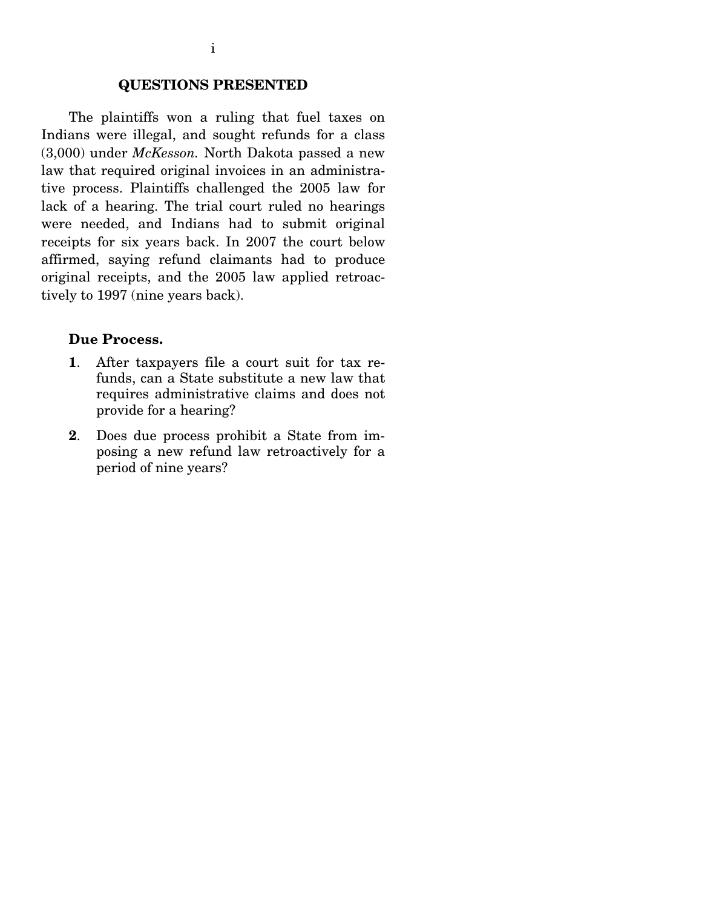## QUESTIONS PRESENTED

The plaintiffs won a ruling that fuel taxes on Indians were illegal, and sought refunds for a class (3,000) under *McKesson.* North Dakota passed a new law that required original invoices in an administrative process. Plaintiffs challenged the 2005 law for lack of a hearing. The trial court ruled no hearings were needed, and Indians had to submit original receipts for six years back. In 2007 the court below affirmed, saying refund claimants had to produce original receipts, and the 2005 law applied retroactively to 1997 (nine years back).

### Due Process.

1. After taxpayers file a court suit for tax refunds, can a State substitute a new law that requires administrative claims and does not provide for a hearing?
2. Does due process prohibit a State from imposing a new refund law retroactively for a period of nine years?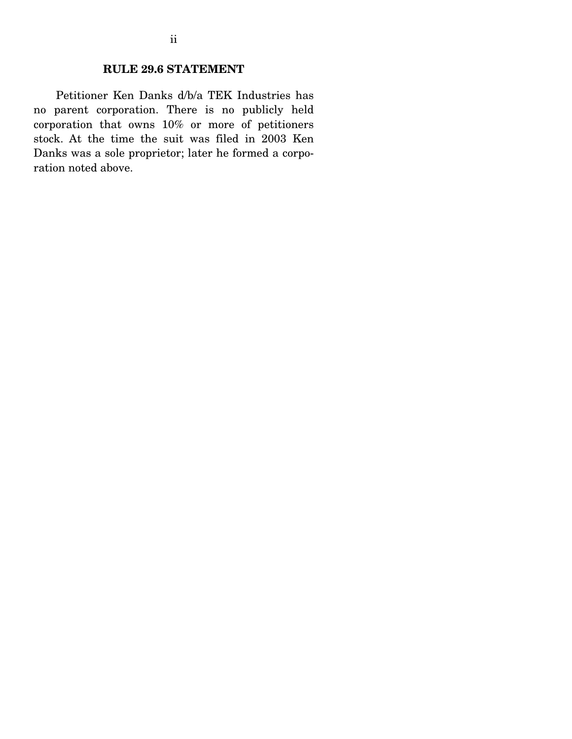## RULE 29.6 STATEMENT

Petitioner Ken Danks d/b/a TEK Industries has no parent corporation. There is no publicly held corporation that owns 10% or more of petitioners stock. At the time the suit was filed in 2003 Ken Danks was a sole proprietor; later he formed a corporation noted above.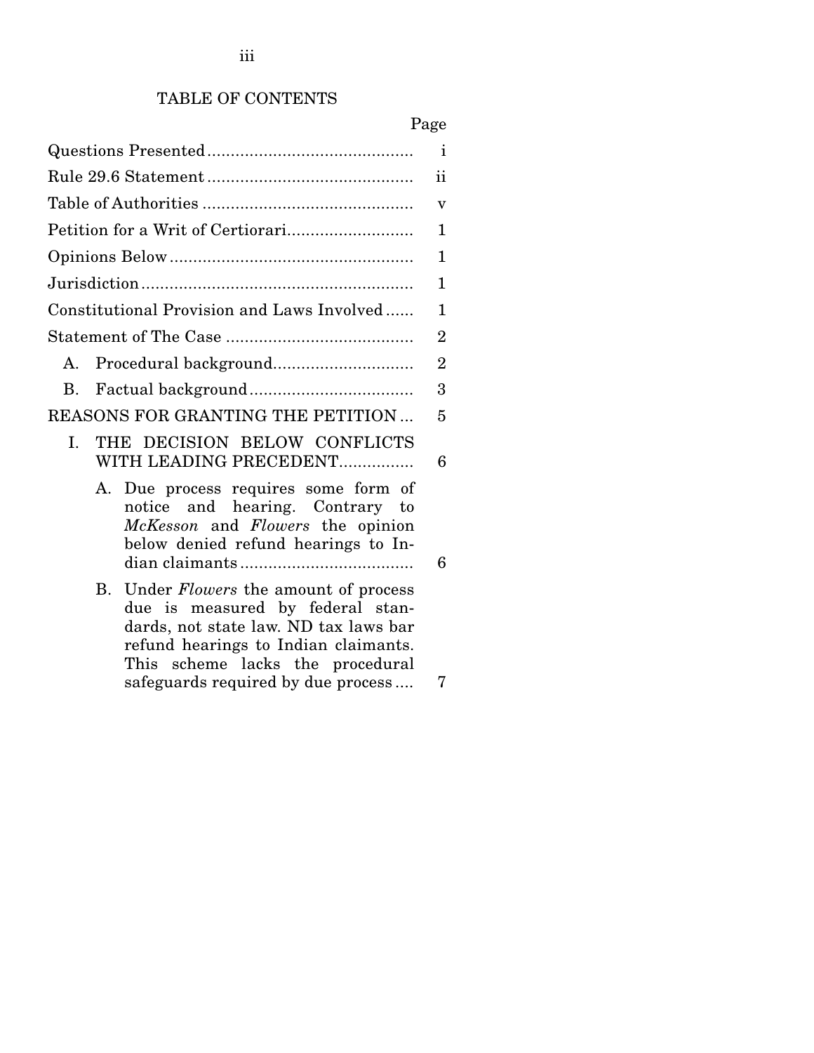## TABLE OF CONTENTS

| | Page |
|---|---|
| Questions Presented | i |
| Rule 29.6 Statement | ii |
| Table of Authorities | v |
| Petition for a Writ of Certiorari | 1 |
| Opinions Below | 1 |
| Jurisdiction | 1 |
| Constitutional Provision and Laws Involved | 1 |
| Statement of The Case | 2 |
| A. Procedural background | 2 |
| B. Factual background | 3 |
| REASONS FOR GRANTING THE PETITION | 5 |
| I. THE DECISION BELOW CONFLICTS WITH LEADING PRECEDENT | 6 |
| A. Due process requires some form of notice and hearing. Contrary to *McKesson* and *Flowers* the opinion below denied refund hearings to Indian claimants | 6 |
| B. Under *Flowers* the amount of process due is measured by federal standards, not state law. ND tax laws bar refund hearings to Indian claimants. This scheme lacks the procedural safeguards required by due process | 7 |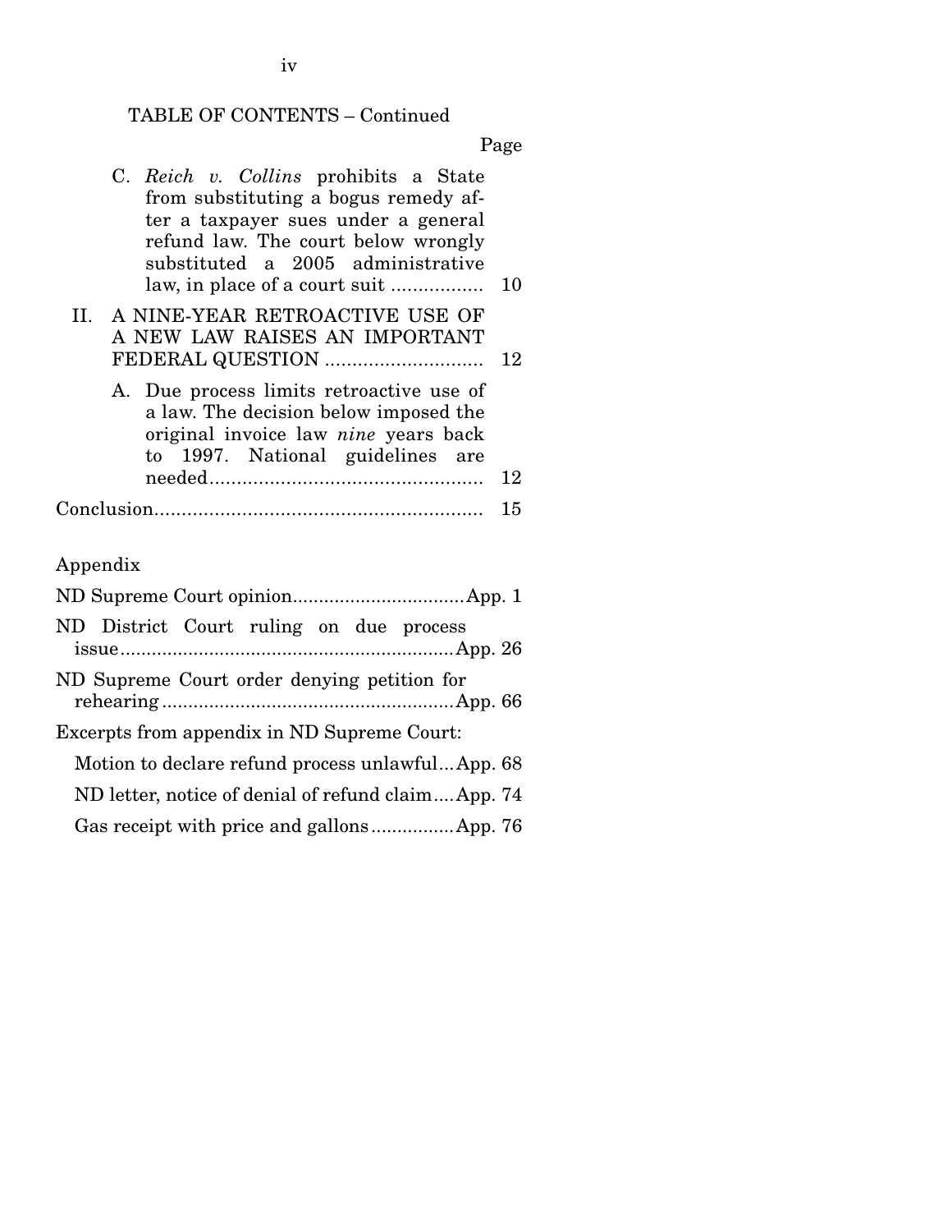TABLE OF CONTENTS – Continued

| | Page |
|---|---|
| C. *Reich v. Collins* prohibits a State from substituting a bogus remedy after a taxpayer sues under a general refund law. The court below wrongly substituted a 2005 administrative law, in place of a court suit | 10 |
| II. A NINE-YEAR RETROACTIVE USE OF A NEW LAW RAISES AN IMPORTANT FEDERAL QUESTION | 12 |
| A. Due process limits retroactive use of a law. The decision below imposed the original invoice law *nine* years back to 1997. National guidelines are needed | 12 |
| Conclusion | 15 |

Appendix

| | |
|---|---|
| ND Supreme Court opinion | App. 1 |
| ND District Court ruling on due process issue | App. 26 |
| ND Supreme Court order denying petition for rehearing | App. 66 |
| Excerpts from appendix in ND Supreme Court: | |
| Motion to declare refund process unlawful | App. 68 |
| ND letter, notice of denial of refund claim | App. 74 |
| Gas receipt with price and gallons | App. 76 |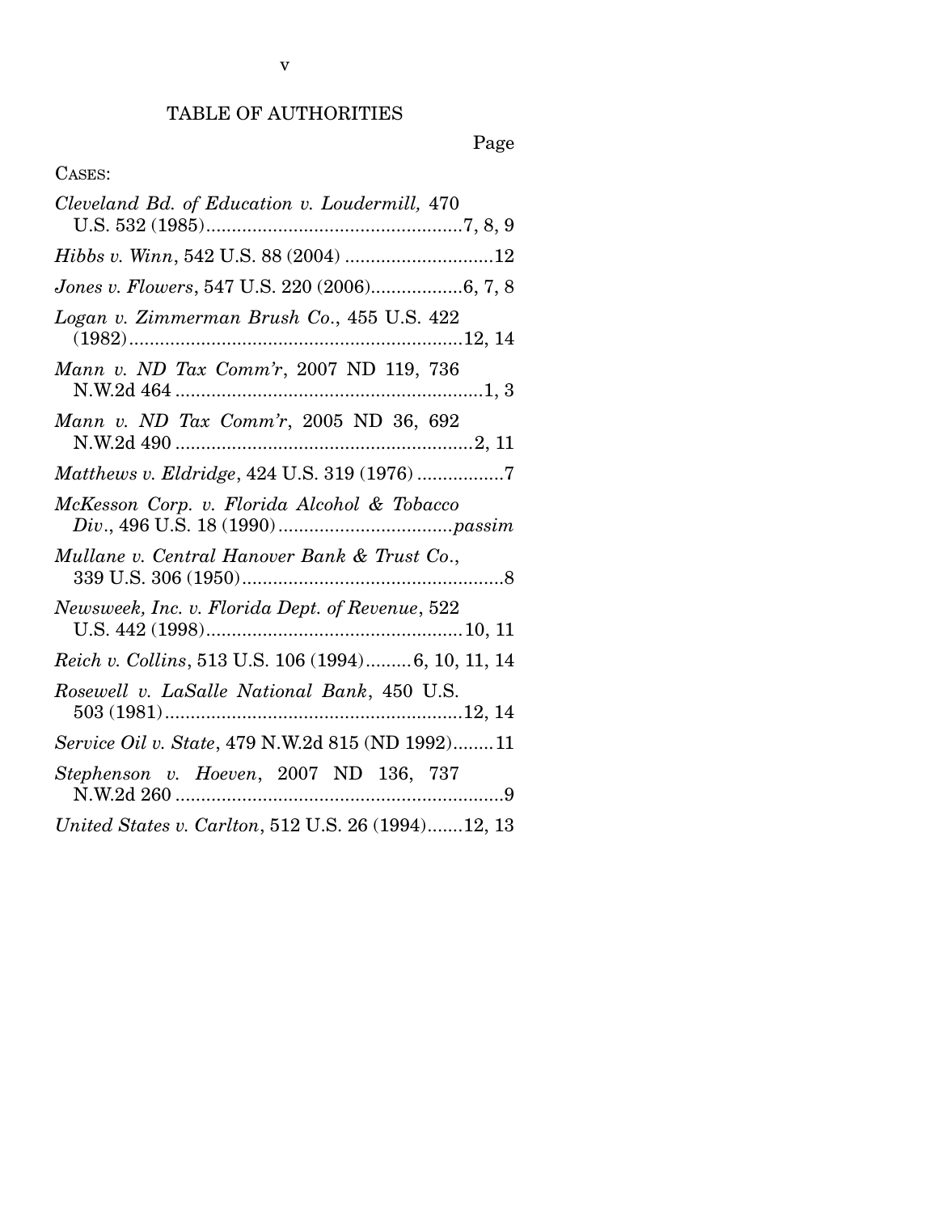# TABLE OF AUTHORITIES

Page

CASES:

*Cleveland Bd. of Education v. Loudermill,* 470 U.S. 532 (1985)....................................................7, 8, 9

*Hibbs v. Winn*, 542 U.S. 88 (2004) .............................12

*Jones v. Flowers*, 547 U.S. 220 (2006)..................6, 7, 8

*Logan v. Zimmerman Brush Co.*, 455 U.S. 422 (1982)..................................................................12, 14

*Mann v. ND Tax Comm'r*, 2007 ND 119, 736 N.W.2d 464 .............................................................1, 3

*Mann v. ND Tax Comm'r*, 2005 ND 36, 692 N.W.2d 490 ...........................................................2, 11

*Matthews v. Eldridge*, 424 U.S. 319 (1976) .................7

*McKesson Corp. v. Florida Alcohol & Tobacco Div.*, 496 U.S. 18 (1990) ..................................*passim*

*Mullane v. Central Hanover Bank & Trust Co.*, 339 U.S. 306 (1950)....................................................8

*Newsweek, Inc. v. Florida Dept. of Revenue*, 522 U.S. 442 (1998)..................................................10, 11

*Reich v. Collins*, 513 U.S. 106 (1994).........6, 10, 11, 14

*Rosewell v. LaSalle National Bank*, 450 U.S. 503 (1981)..........................................................12, 14

*Service Oil v. State*, 479 N.W.2d 815 (ND 1992)........11

*Stephenson v. Hoeven*, 2007 ND 136, 737 N.W.2d 260 ................................................................9

*United States v. Carlton*, 512 U.S. 26 (1994).......12, 13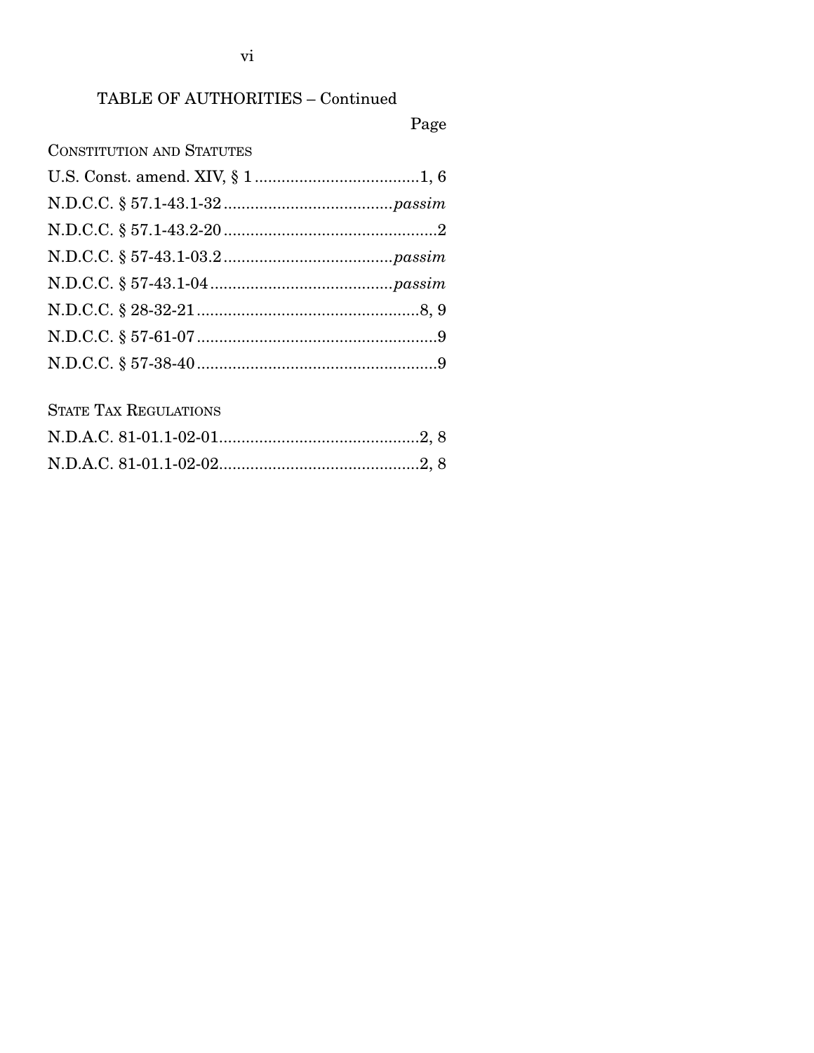## TABLE OF AUTHORITIES – Continued

| | Page |
|---|---|
| **CONSTITUTION AND STATUTES** | |
| U.S. Const. amend. XIV, § 1 | 1, 6 |
| N.D.C.C. § 57.1-43.1-32 | *passim* |
| N.D.C.C. § 57.1-43.2-20 | 2 |
| N.D.C.C. § 57-43.1-03.2 | *passim* |
| N.D.C.C. § 57-43.1-04 | *passim* |
| N.D.C.C. § 28-32-21 | 8, 9 |
| N.D.C.C. § 57-61-07 | 9 |
| N.D.C.C. § 57-38-40 | 9 |
| **STATE TAX REGULATIONS** | |
| N.D.A.C. 81-01.1-02-01 | 2, 8 |
| N.D.A.C. 81-01.1-02-02 | 2, 8 |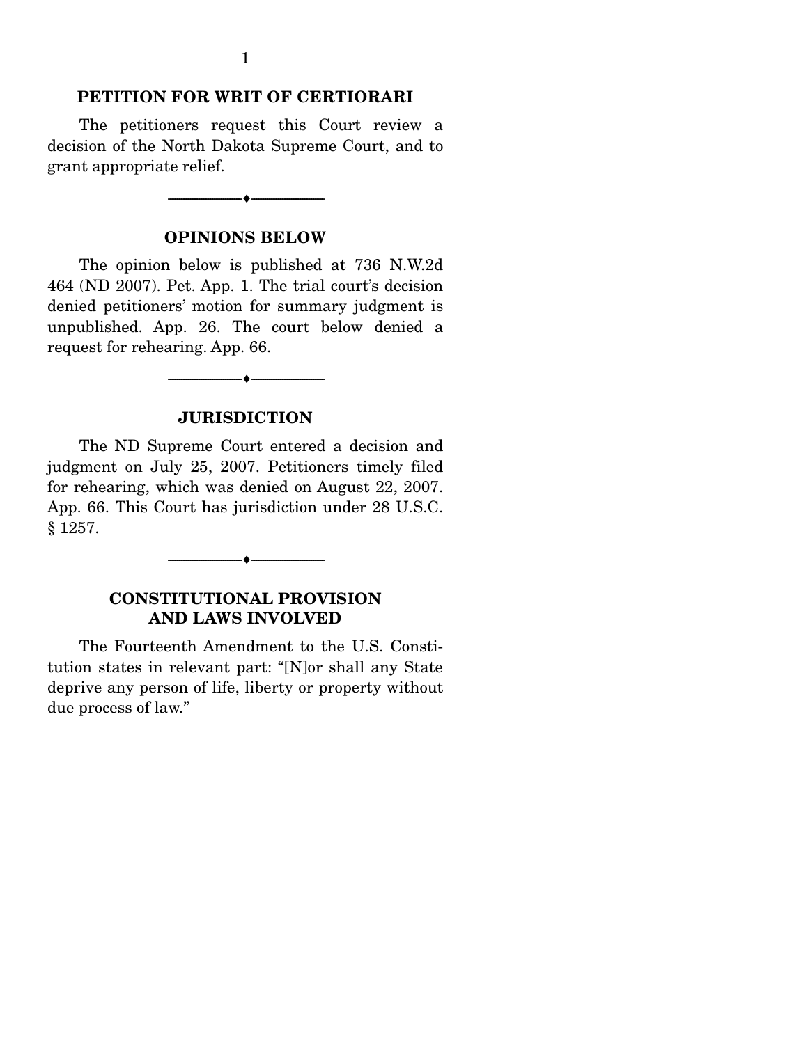## PETITION FOR WRIT OF CERTIORARI

The petitioners request this Court review a decision of the North Dakota Supreme Court, and to grant appropriate relief.

## OPINIONS BELOW

The opinion below is published at 736 N.W.2d 464 (ND 2007). Pet. App. 1. The trial court's decision denied petitioners' motion for summary judgment is unpublished. App. 26. The court below denied a request for rehearing. App. 66.

## JURISDICTION

The ND Supreme Court entered a decision and judgment on July 25, 2007. Petitioners timely filed for rehearing, which was denied on August 22, 2007. App. 66. This Court has jurisdiction under 28 U.S.C. § 1257.

## CONSTITUTIONAL PROVISION AND LAWS INVOLVED

The Fourteenth Amendment to the U.S. Constitution states in relevant part: "[N]or shall any State deprive any person of life, liberty or property without due process of law."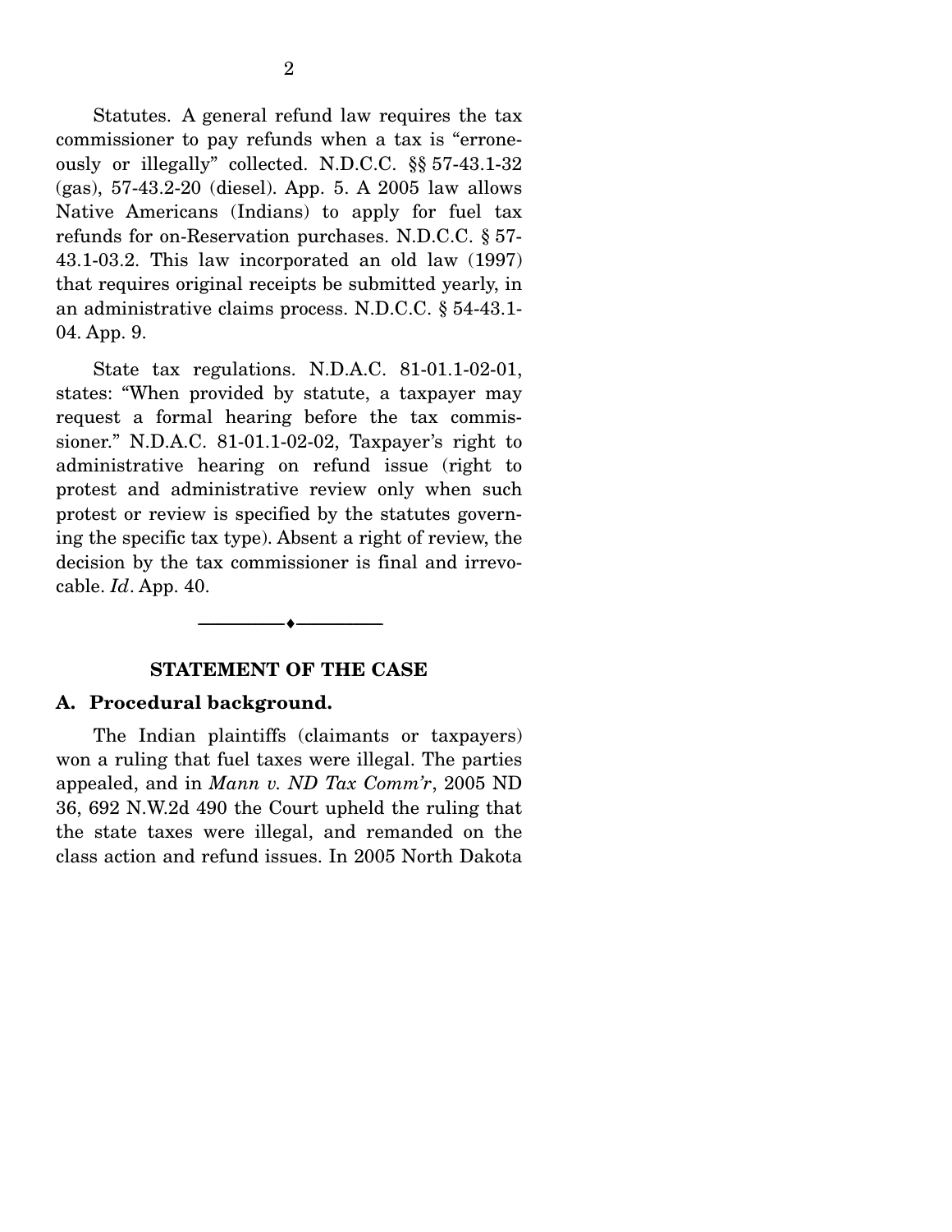Statutes. A general refund law requires the tax commissioner to pay refunds when a tax is "erroneously or illegally" collected. N.D.C.C. §§ 57-43.1-32 (gas), 57-43.2-20 (diesel). App. 5. A 2005 law allows Native Americans (Indians) to apply for fuel tax refunds for on-Reservation purchases. N.D.C.C. § 57-43.1-03.2. This law incorporated an old law (1997) that requires original receipts be submitted yearly, in an administrative claims process. N.D.C.C. § 54-43.1-04. App. 9.

State tax regulations. N.D.A.C. 81-01.1-02-01, states: "When provided by statute, a taxpayer may request a formal hearing before the tax commissioner." N.D.A.C. 81-01.1-02-02, Taxpayer's right to administrative hearing on refund issue (right to protest and administrative review only when such protest or review is specified by the statutes governing the specific tax type). Absent a right of review, the decision by the tax commissioner is final and irrevocable. *Id*. App. 40.

---

## STATEMENT OF THE CASE

### A. Procedural background.

The Indian plaintiffs (claimants or taxpayers) won a ruling that fuel taxes were illegal. The parties appealed, and in *Mann v. ND Tax Comm'r*, 2005 ND 36, 692 N.W.2d 490 the Court upheld the ruling that the state taxes were illegal, and remanded on the class action and refund issues. In 2005 North Dakota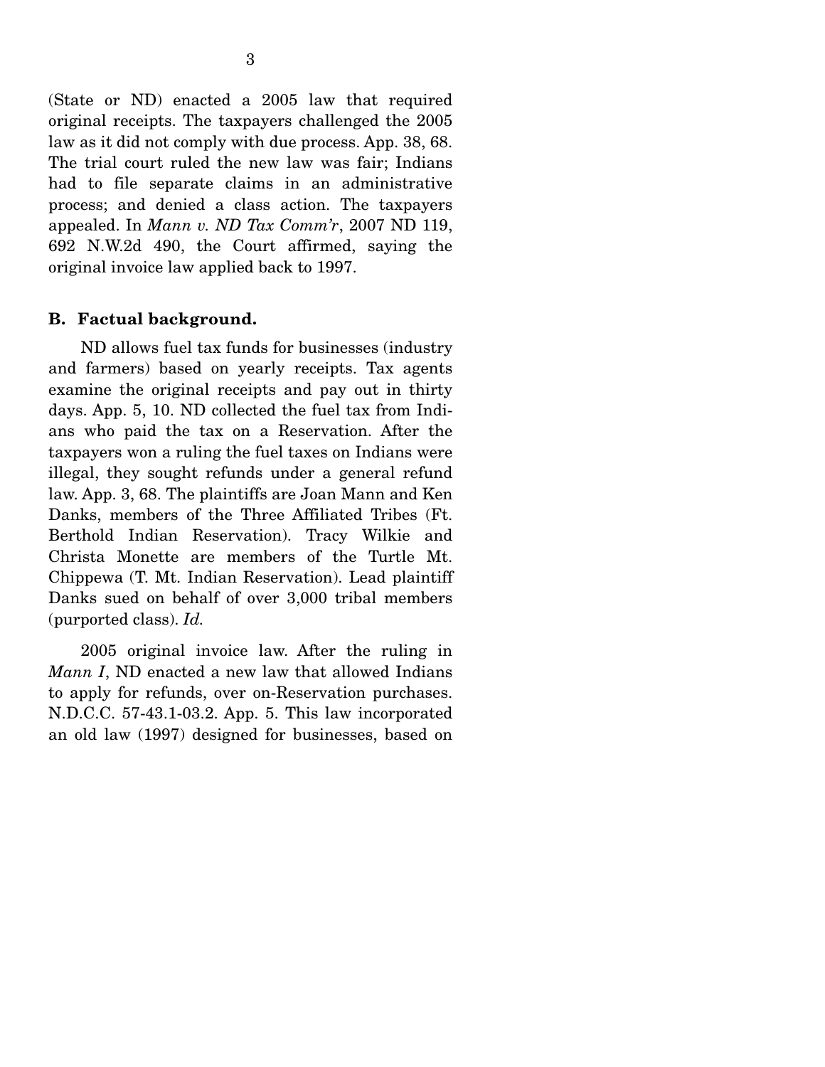(State or ND) enacted a 2005 law that required original receipts. The taxpayers challenged the 2005 law as it did not comply with due process. App. 38, 68. The trial court ruled the new law was fair; Indians had to file separate claims in an administrative process; and denied a class action. The taxpayers appealed. In *Mann v. ND Tax Comm'r*, 2007 ND 119, 692 N.W.2d 490, the Court affirmed, saying the original invoice law applied back to 1997.

### B. Factual background.

ND allows fuel tax funds for businesses (industry and farmers) based on yearly receipts. Tax agents examine the original receipts and pay out in thirty days. App. 5, 10. ND collected the fuel tax from Indians who paid the tax on a Reservation. After the taxpayers won a ruling the fuel taxes on Indians were illegal, they sought refunds under a general refund law. App. 3, 68. The plaintiffs are Joan Mann and Ken Danks, members of the Three Affiliated Tribes (Ft. Berthold Indian Reservation). Tracy Wilkie and Christa Monette are members of the Turtle Mt. Chippewa (T. Mt. Indian Reservation). Lead plaintiff Danks sued on behalf of over 3,000 tribal members (purported class). *Id.*

2005 original invoice law. After the ruling in *Mann I*, ND enacted a new law that allowed Indians to apply for refunds, over on-Reservation purchases. N.D.C.C. 57-43.1-03.2. App. 5. This law incorporated an old law (1997) designed for businesses, based on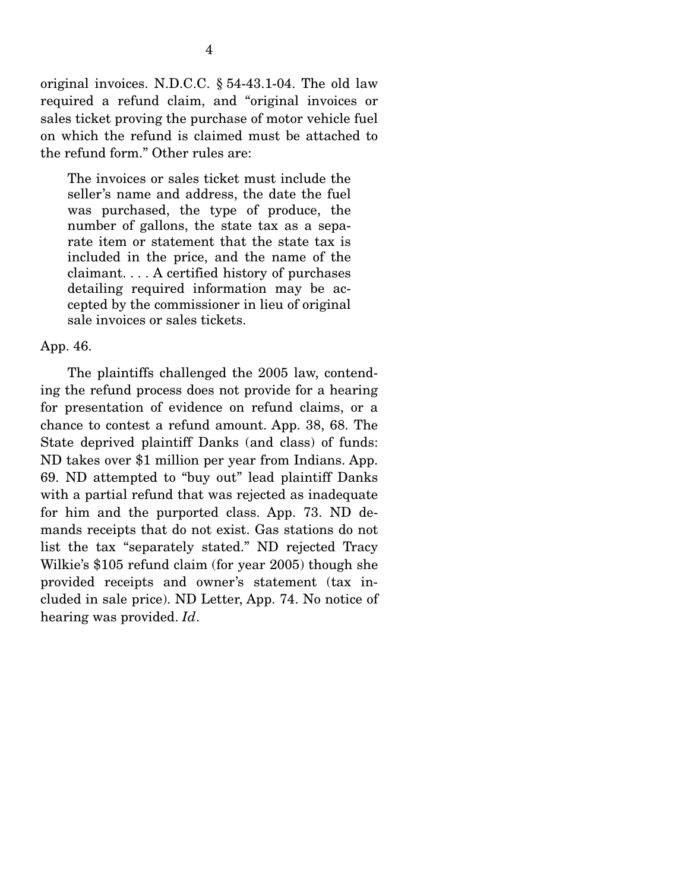original invoices. N.D.C.C. § 54-43.1-04. The old law required a refund claim, and "original invoices or sales ticket proving the purchase of motor vehicle fuel on which the refund is claimed must be attached to the refund form." Other rules are:

> The invoices or sales ticket must include the seller's name and address, the date the fuel was purchased, the type of produce, the number of gallons, the state tax as a separate item or statement that the state tax is included in the price, and the name of the claimant. . . . A certified history of purchases detailing required information may be accepted by the commissioner in lieu of original sale invoices or sales tickets.

App. 46.

The plaintiffs challenged the 2005 law, contending the refund process does not provide for a hearing for presentation of evidence on refund claims, or a chance to contest a refund amount. App. 38, 68. The State deprived plaintiff Danks (and class) of funds: ND takes over $1 million per year from Indians. App. 69. ND attempted to "buy out" lead plaintiff Danks with a partial refund that was rejected as inadequate for him and the purported class. App. 73. ND demands receipts that do not exist. Gas stations do not list the tax "separately stated." ND rejected Tracy Wilkie's $105 refund claim (for year 2005) though she provided receipts and owner's statement (tax included in sale price). ND Letter, App. 74. No notice of hearing was provided. *Id*.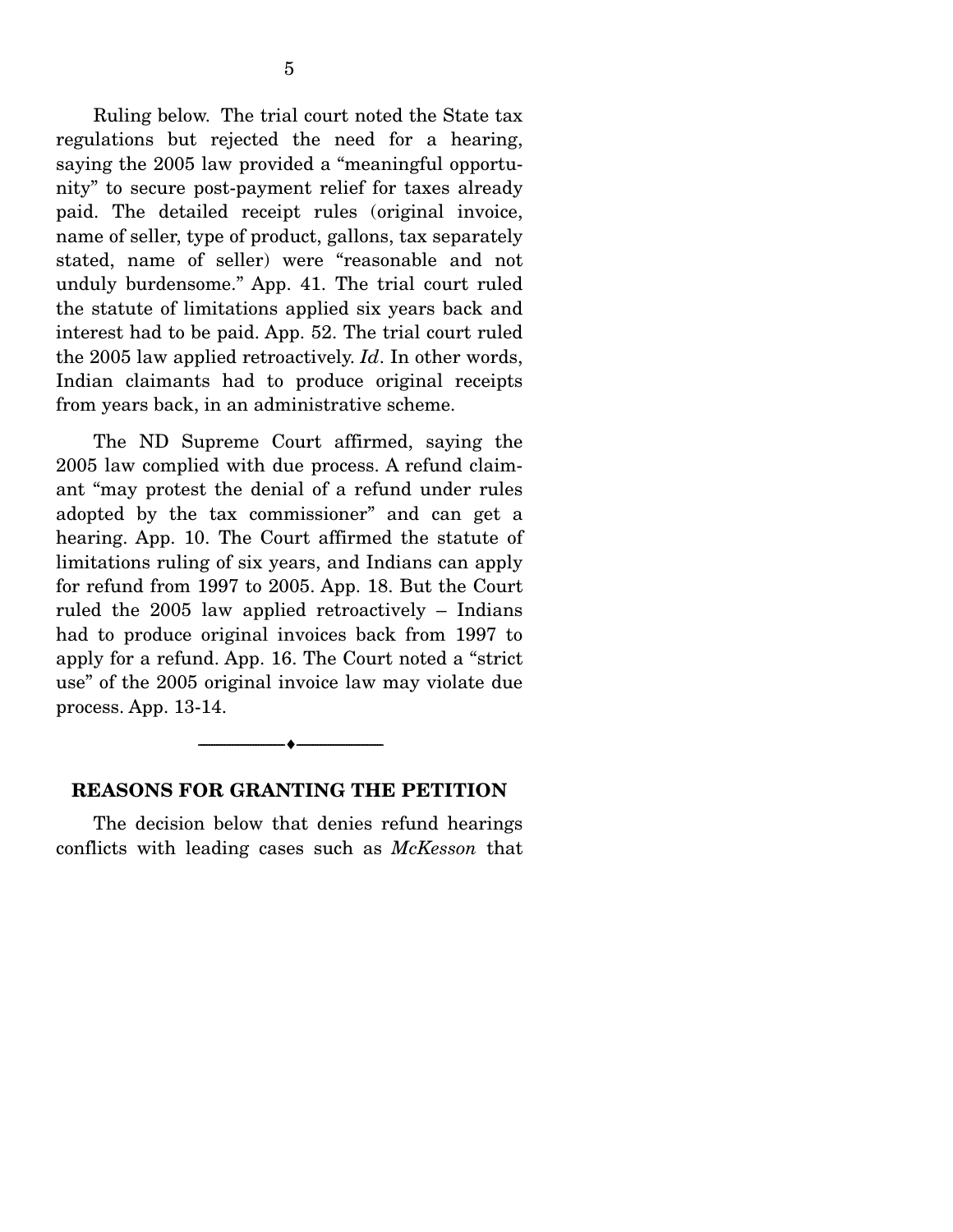Ruling below. The trial court noted the State tax regulations but rejected the need for a hearing, saying the 2005 law provided a "meaningful opportunity" to secure post-payment relief for taxes already paid. The detailed receipt rules (original invoice, name of seller, type of product, gallons, tax separately stated, name of seller) were "reasonable and not unduly burdensome." App. 41. The trial court ruled the statute of limitations applied six years back and interest had to be paid. App. 52. The trial court ruled the 2005 law applied retroactively. *Id*. In other words, Indian claimants had to produce original receipts from years back, in an administrative scheme.

The ND Supreme Court affirmed, saying the 2005 law complied with due process. A refund claimant "may protest the denial of a refund under rules adopted by the tax commissioner" and can get a hearing. App. 10. The Court affirmed the statute of limitations ruling of six years, and Indians can apply for refund from 1997 to 2005. App. 18. But the Court ruled the 2005 law applied retroactively – Indians had to produce original invoices back from 1997 to apply for a refund. App. 16. The Court noted a "strict use" of the 2005 original invoice law may violate due process. App. 13-14.

---

## REASONS FOR GRANTING THE PETITION

The decision below that denies refund hearings conflicts with leading cases such as *McKesson* that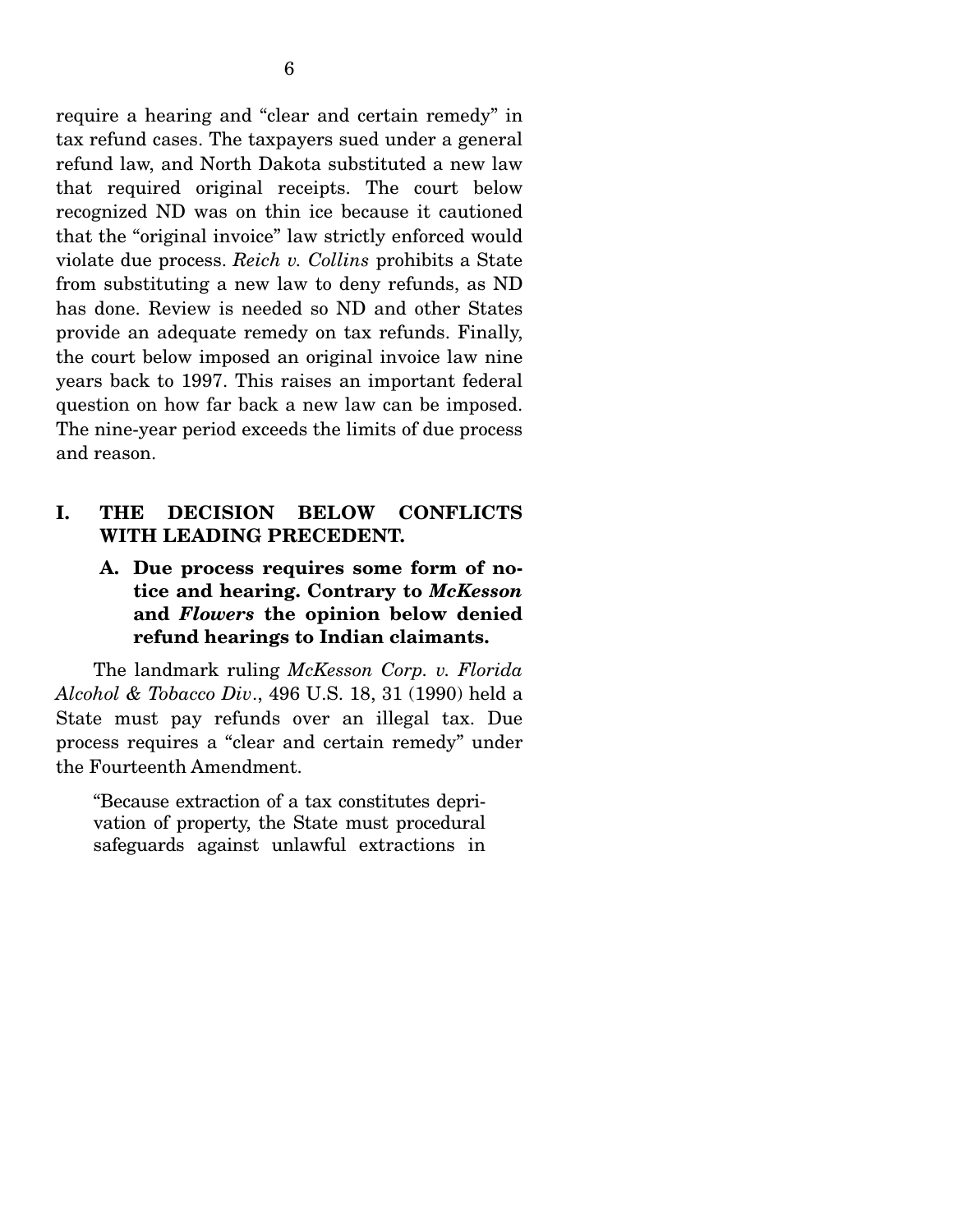require a hearing and "clear and certain remedy" in tax refund cases. The taxpayers sued under a general refund law, and North Dakota substituted a new law that required original receipts. The court below recognized ND was on thin ice because it cautioned that the "original invoice" law strictly enforced would violate due process. *Reich v. Collins* prohibits a State from substituting a new law to deny refunds, as ND has done. Review is needed so ND and other States provide an adequate remedy on tax refunds. Finally, the court below imposed an original invoice law nine years back to 1997. This raises an important federal question on how far back a new law can be imposed. The nine-year period exceeds the limits of due process and reason.

## I. THE DECISION BELOW CONFLICTS WITH LEADING PRECEDENT.

### A. Due process requires some form of notice and hearing. Contrary to *McKesson* and *Flowers* the opinion below denied refund hearings to Indian claimants.

The landmark ruling *McKesson Corp. v. Florida Alcohol & Tobacco Div*., 496 U.S. 18, 31 (1990) held a State must pay refunds over an illegal tax. Due process requires a "clear and certain remedy" under the Fourteenth Amendment.

> "Because extraction of a tax constitutes deprivation of property, the State must procedural safeguards against unlawful extractions in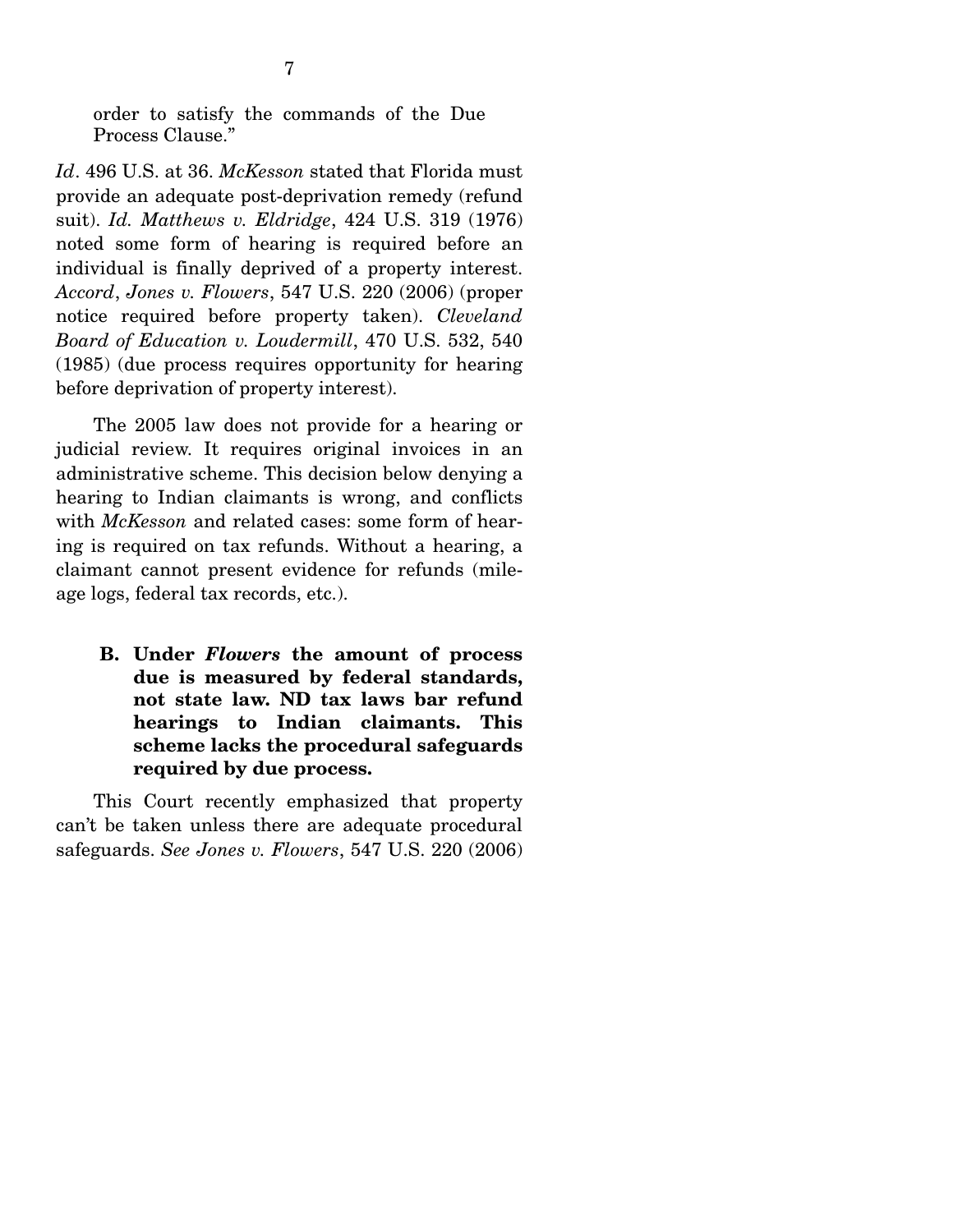order to satisfy the commands of the Due Process Clause."

*Id*. 496 U.S. at 36. *McKesson* stated that Florida must provide an adequate post-deprivation remedy (refund suit). *Id. Matthews v. Eldridge*, 424 U.S. 319 (1976) noted some form of hearing is required before an individual is finally deprived of a property interest. *Accord*, *Jones v. Flowers*, 547 U.S. 220 (2006) (proper notice required before property taken). *Cleveland Board of Education v. Loudermill*, 470 U.S. 532, 540 (1985) (due process requires opportunity for hearing before deprivation of property interest).

The 2005 law does not provide for a hearing or judicial review. It requires original invoices in an administrative scheme. This decision below denying a hearing to Indian claimants is wrong, and conflicts with *McKesson* and related cases: some form of hearing is required on tax refunds. Without a hearing, a claimant cannot present evidence for refunds (mileage logs, federal tax records, etc.).

### B. Under *Flowers* the amount of process due is measured by federal standards, not state law. ND tax laws bar refund hearings to Indian claimants. This scheme lacks the procedural safeguards required by due process.

This Court recently emphasized that property can't be taken unless there are adequate procedural safeguards. *See Jones v. Flowers*, 547 U.S. 220 (2006)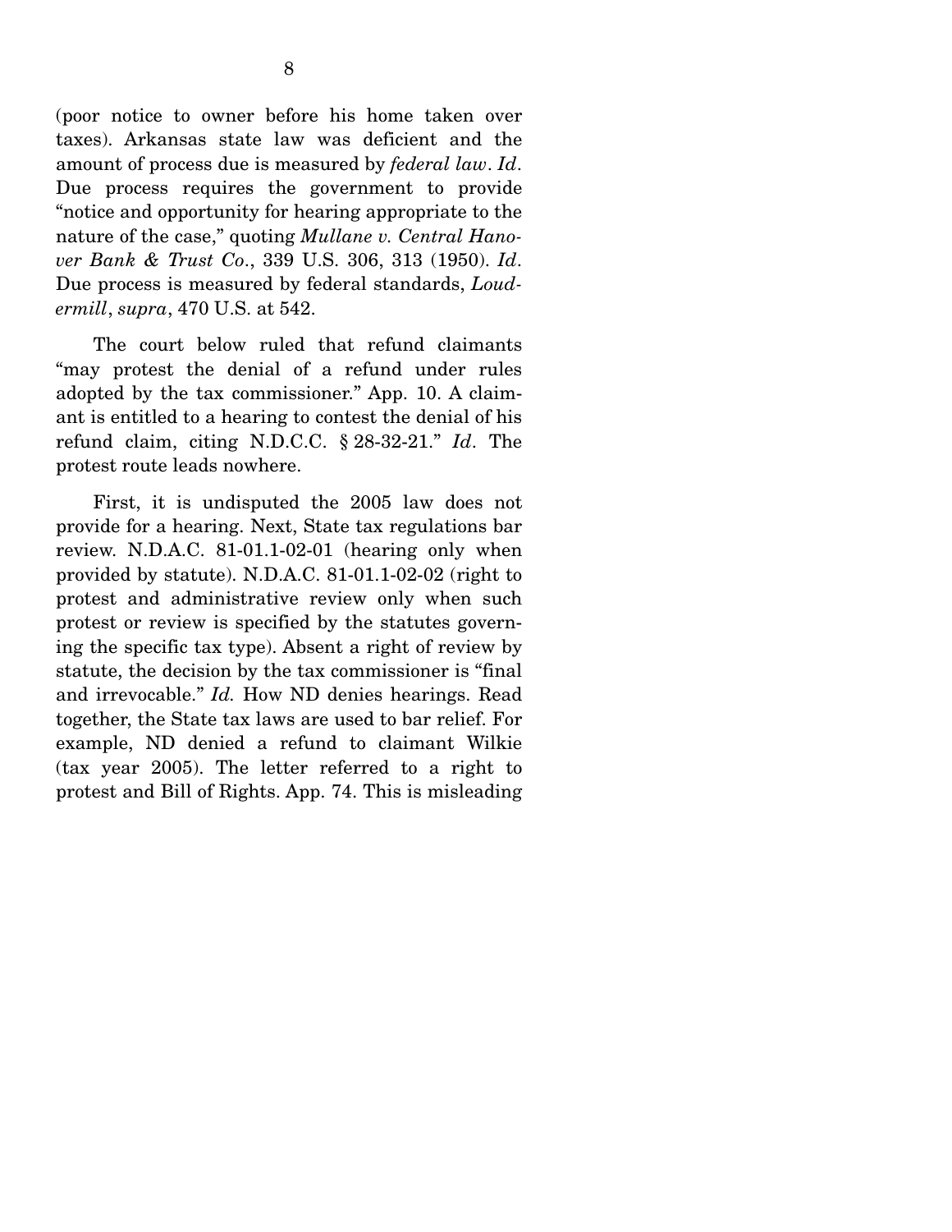(poor notice to owner before his home taken over taxes). Arkansas state law was deficient and the amount of process due is measured by *federal law*. *Id*. Due process requires the government to provide "notice and opportunity for hearing appropriate to the nature of the case," quoting *Mullane v. Central Hanover Bank & Trust Co*., 339 U.S. 306, 313 (1950). *Id*. Due process is measured by federal standards, *Loudermill*, *supra*, 470 U.S. at 542.

The court below ruled that refund claimants "may protest the denial of a refund under rules adopted by the tax commissioner." App. 10. A claimant is entitled to a hearing to contest the denial of his refund claim, citing N.D.C.C. § 28-32-21." *Id*. The protest route leads nowhere.

First, it is undisputed the 2005 law does not provide for a hearing. Next, State tax regulations bar review. N.D.A.C. 81-01.1-02-01 (hearing only when provided by statute). N.D.A.C. 81-01.1-02-02 (right to protest and administrative review only when such protest or review is specified by the statutes governing the specific tax type). Absent a right of review by statute, the decision by the tax commissioner is "final and irrevocable." *Id.* How ND denies hearings. Read together, the State tax laws are used to bar relief. For example, ND denied a refund to claimant Wilkie (tax year 2005). The letter referred to a right to protest and Bill of Rights. App. 74. This is misleading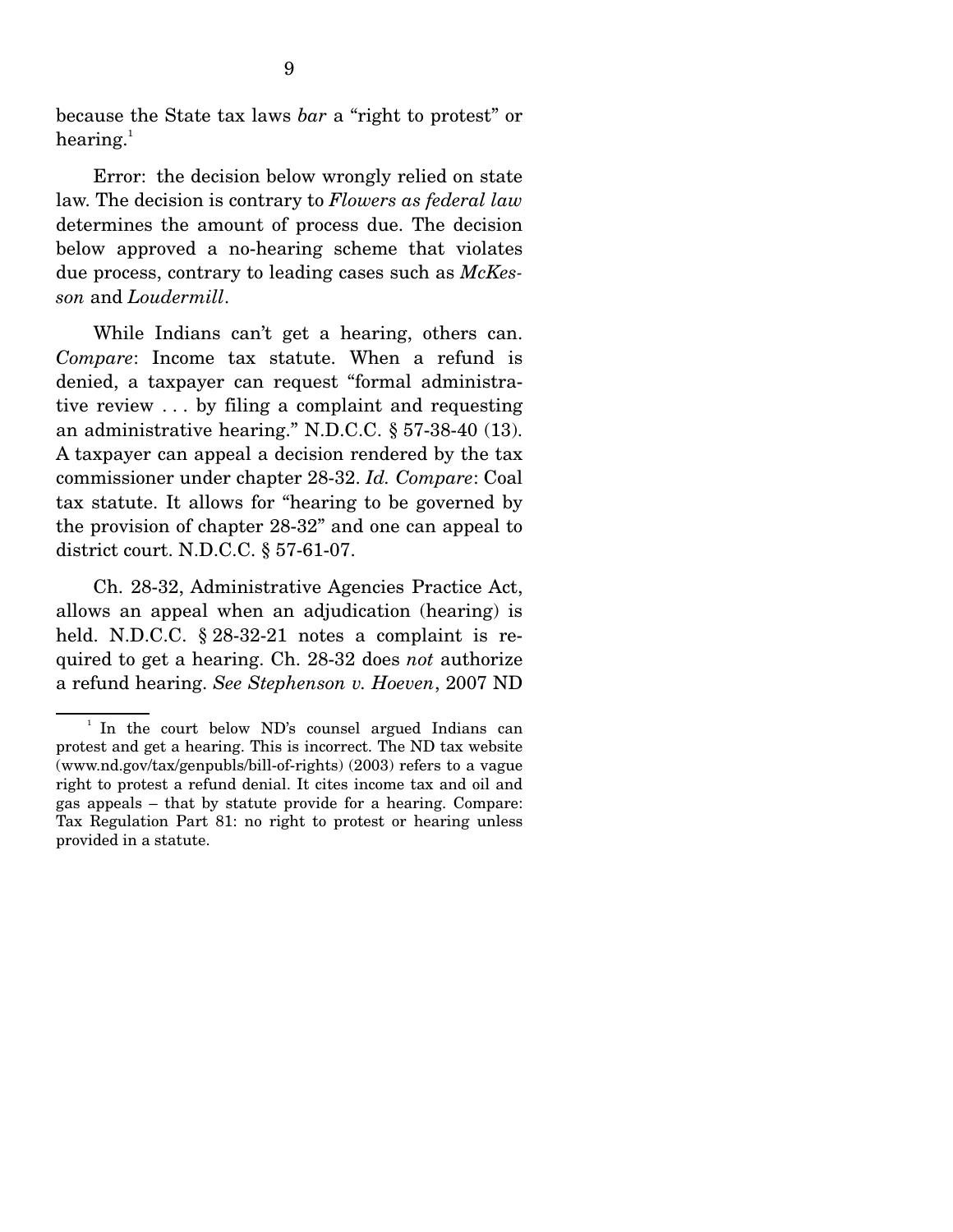because the State tax laws *bar* a "right to protest" or hearing.[1]

Error: the decision below wrongly relied on state law. The decision is contrary to *Flowers as federal law* determines the amount of process due. The decision below approved a no-hearing scheme that violates due process, contrary to leading cases such as *McKesson* and *Loudermill*.

While Indians can't get a hearing, others can. *Compare*: Income tax statute. When a refund is denied, a taxpayer can request "formal administrative review . . . by filing a complaint and requesting an administrative hearing." N.D.C.C. § 57-38-40 (13). A taxpayer can appeal a decision rendered by the tax commissioner under chapter 28-32. *Id. Compare*: Coal tax statute. It allows for "hearing to be governed by the provision of chapter 28-32" and one can appeal to district court. N.D.C.C. § 57-61-07.

Ch. 28-32, Administrative Agencies Practice Act, allows an appeal when an adjudication (hearing) is held. N.D.C.C. § 28-32-21 notes a complaint is required to get a hearing. Ch. 28-32 does *not* authorize a refund hearing. *See Stephenson v. Hoeven*, 2007 ND

[1] In the court below ND's counsel argued Indians can protest and get a hearing. This is incorrect. The ND tax website (www.nd.gov/tax/genpubls/bill-of-rights) (2003) refers to a vague right to protest a refund denial. It cites income tax and oil and gas appeals – that by statute provide for a hearing. Compare: Tax Regulation Part 81: no right to protest or hearing unless provided in a statute.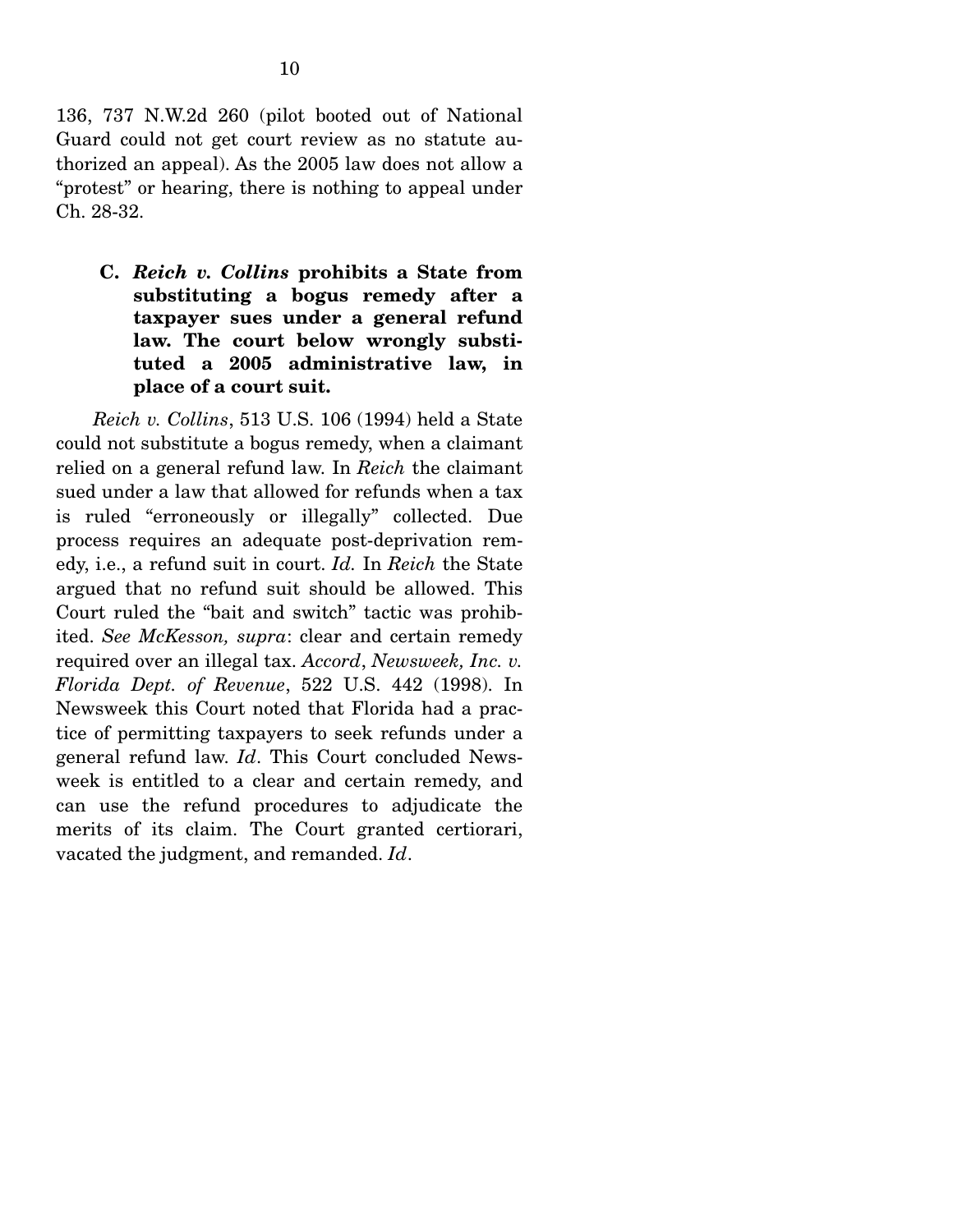136, 737 N.W.2d 260 (pilot booted out of National Guard could not get court review as no statute authorized an appeal). As the 2005 law does not allow a "protest" or hearing, there is nothing to appeal under Ch. 28-32.

### C. *Reich v. Collins* prohibits a State from substituting a bogus remedy after a taxpayer sues under a general refund law. The court below wrongly substituted a 2005 administrative law, in place of a court suit.

*Reich v. Collins*, 513 U.S. 106 (1994) held a State could not substitute a bogus remedy, when a claimant relied on a general refund law. In *Reich* the claimant sued under a law that allowed for refunds when a tax is ruled "erroneously or illegally" collected. Due process requires an adequate post-deprivation remedy, i.e., a refund suit in court. *Id.* In *Reich* the State argued that no refund suit should be allowed. This Court ruled the "bait and switch" tactic was prohibited. *See McKesson, supra*: clear and certain remedy required over an illegal tax. *Accord*, *Newsweek, Inc. v. Florida Dept. of Revenue*, 522 U.S. 442 (1998). In Newsweek this Court noted that Florida had a practice of permitting taxpayers to seek refunds under a general refund law. *Id*. This Court concluded Newsweek is entitled to a clear and certain remedy, and can use the refund procedures to adjudicate the merits of its claim. The Court granted certiorari, vacated the judgment, and remanded. *Id*.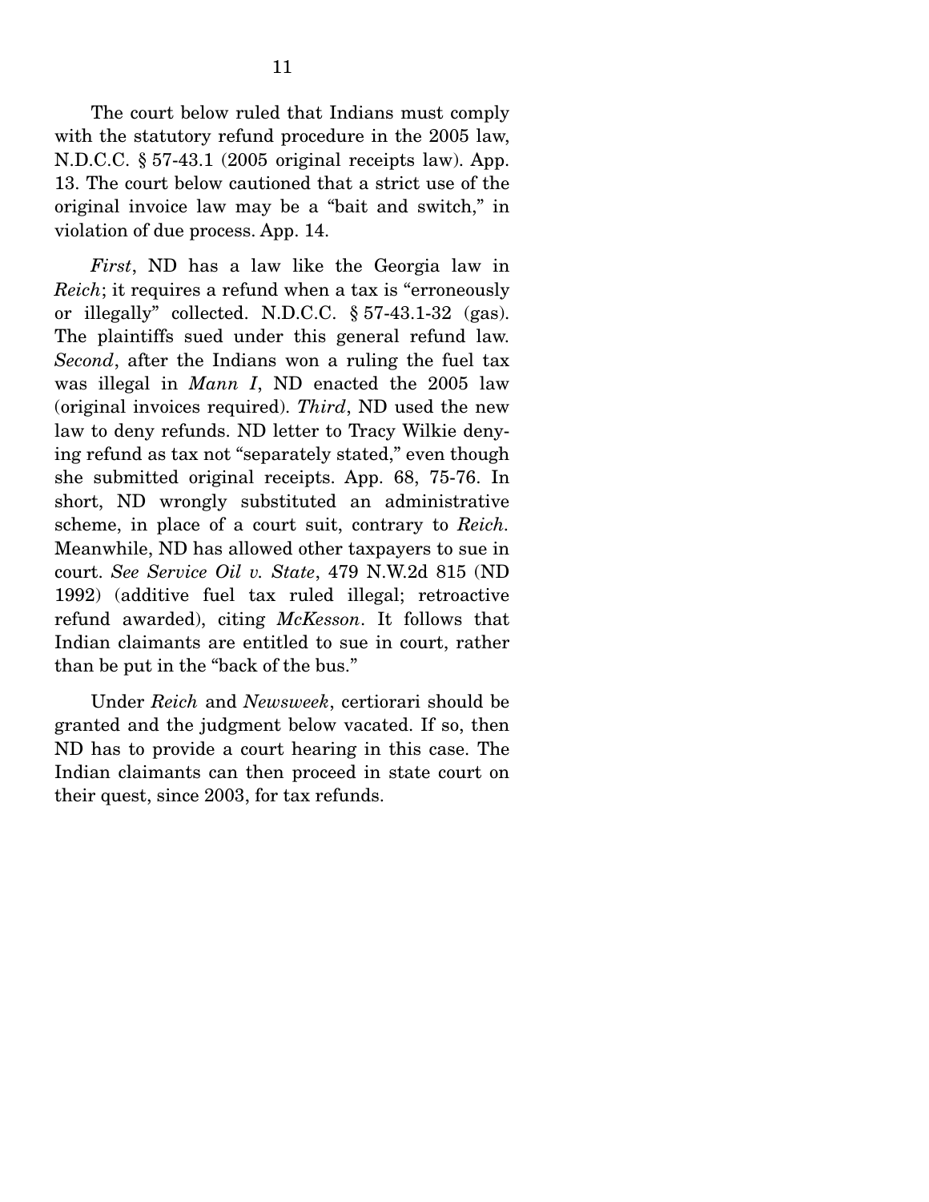The court below ruled that Indians must comply with the statutory refund procedure in the 2005 law, N.D.C.C. § 57-43.1 (2005 original receipts law). App. 13. The court below cautioned that a strict use of the original invoice law may be a "bait and switch," in violation of due process. App. 14.

*First*, ND has a law like the Georgia law in *Reich*; it requires a refund when a tax is "erroneously or illegally" collected. N.D.C.C. § 57-43.1-32 (gas). The plaintiffs sued under this general refund law. *Second*, after the Indians won a ruling the fuel tax was illegal in *Mann I*, ND enacted the 2005 law (original invoices required). *Third*, ND used the new law to deny refunds. ND letter to Tracy Wilkie denying refund as tax not "separately stated," even though she submitted original receipts. App. 68, 75-76. In short, ND wrongly substituted an administrative scheme, in place of a court suit, contrary to *Reich*. Meanwhile, ND has allowed other taxpayers to sue in court. *See Service Oil v. State*, 479 N.W.2d 815 (ND 1992) (additive fuel tax ruled illegal; retroactive refund awarded), citing *McKesson*. It follows that Indian claimants are entitled to sue in court, rather than be put in the "back of the bus."

Under *Reich* and *Newsweek*, certiorari should be granted and the judgment below vacated. If so, then ND has to provide a court hearing in this case. The Indian claimants can then proceed in state court on their quest, since 2003, for tax refunds.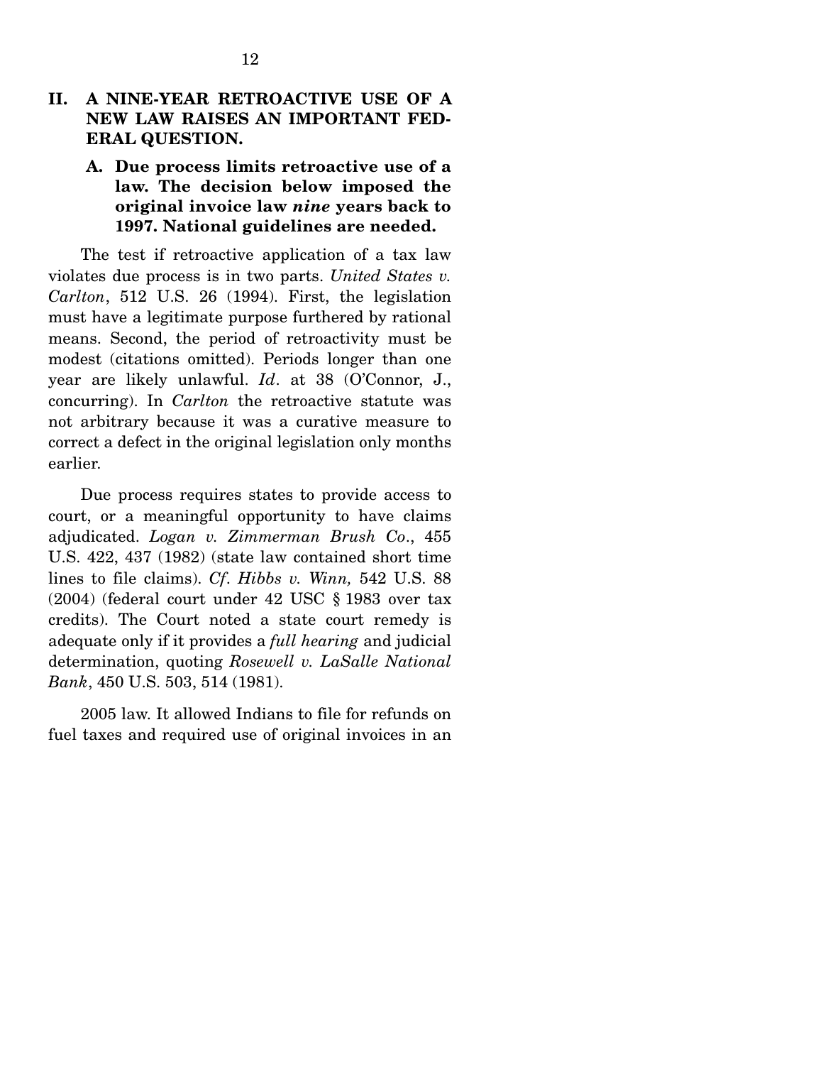## II. A NINE-YEAR RETROACTIVE USE OF A NEW LAW RAISES AN IMPORTANT FEDERAL QUESTION.

### A. Due process limits retroactive use of a law. The decision below imposed the original invoice law *nine* years back to 1997. National guidelines are needed.

The test if retroactive application of a tax law violates due process is in two parts. *United States v. Carlton*, 512 U.S. 26 (1994). First, the legislation must have a legitimate purpose furthered by rational means. Second, the period of retroactivity must be modest (citations omitted). Periods longer than one year are likely unlawful. *Id*. at 38 (O'Connor, J., concurring). In *Carlton* the retroactive statute was not arbitrary because it was a curative measure to correct a defect in the original legislation only months earlier.

Due process requires states to provide access to court, or a meaningful opportunity to have claims adjudicated. *Logan v. Zimmerman Brush Co*., 455 U.S. 422, 437 (1982) (state law contained short time lines to file claims). *Cf*. *Hibbs v. Winn,* 542 U.S. 88 (2004) (federal court under 42 USC § 1983 over tax credits). The Court noted a state court remedy is adequate only if it provides a *full hearing* and judicial determination, quoting *Rosewell v. LaSalle National Bank*, 450 U.S. 503, 514 (1981).

2005 law. It allowed Indians to file for refunds on fuel taxes and required use of original invoices in an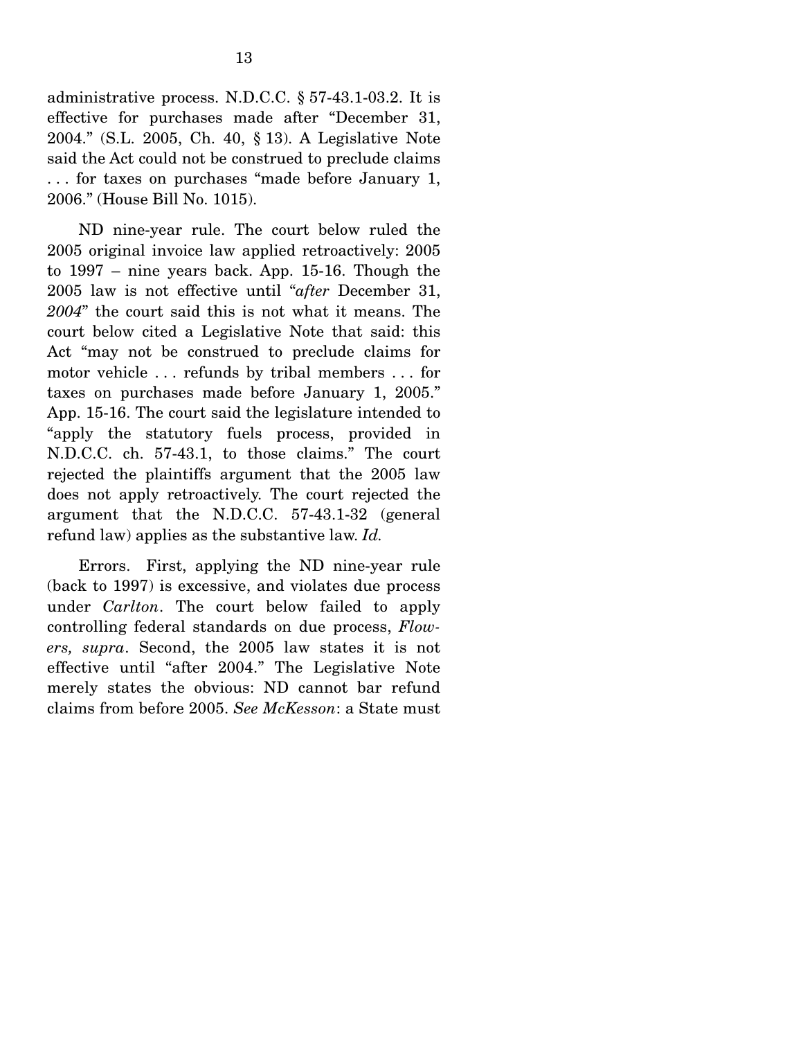administrative process. N.D.C.C. § 57-43.1-03.2. It is effective for purchases made after "December 31, 2004." (S.L. 2005, Ch. 40, § 13). A Legislative Note said the Act could not be construed to preclude claims . . . for taxes on purchases "made before January 1, 2006." (House Bill No. 1015).

ND nine-year rule. The court below ruled the 2005 original invoice law applied retroactively: 2005 to 1997 – nine years back. App. 15-16. Though the 2005 law is not effective until "*after* December 31, *2004*" the court said this is not what it means. The court below cited a Legislative Note that said: this Act "may not be construed to preclude claims for motor vehicle . . . refunds by tribal members . . . for taxes on purchases made before January 1, 2005." App. 15-16. The court said the legislature intended to "apply the statutory fuels process, provided in N.D.C.C. ch. 57-43.1, to those claims." The court rejected the plaintiffs argument that the 2005 law does not apply retroactively. The court rejected the argument that the N.D.C.C. 57-43.1-32 (general refund law) applies as the substantive law. *Id.*

Errors. First, applying the ND nine-year rule (back to 1997) is excessive, and violates due process under *Carlton*. The court below failed to apply controlling federal standards on due process, *Flowers, supra*. Second, the 2005 law states it is not effective until "after 2004." The Legislative Note merely states the obvious: ND cannot bar refund claims from before 2005. *See McKesson*: a State must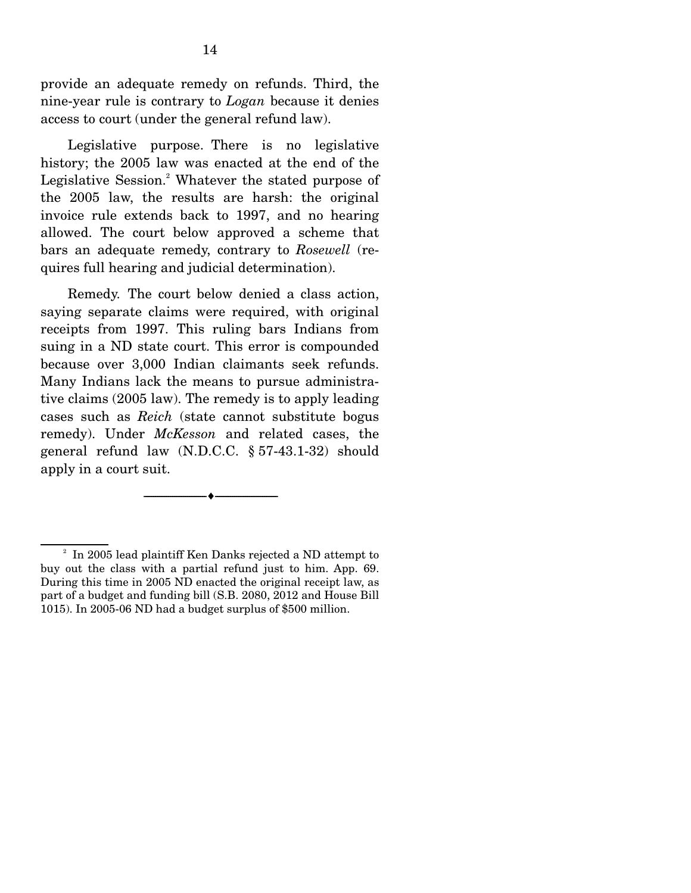provide an adequate remedy on refunds. Third, the nine-year rule is contrary to *Logan* because it denies access to court (under the general refund law).

Legislative purpose. There is no legislative history; the 2005 law was enacted at the end of the Legislative Session.[2] Whatever the stated purpose of the 2005 law, the results are harsh: the original invoice rule extends back to 1997, and no hearing allowed. The court below approved a scheme that bars an adequate remedy, contrary to *Rosewell* (requires full hearing and judicial determination).

Remedy. The court below denied a class action, saying separate claims were required, with original receipts from 1997. This ruling bars Indians from suing in a ND state court. This error is compounded because over 3,000 Indian claimants seek refunds. Many Indians lack the means to pursue administrative claims (2005 law). The remedy is to apply leading cases such as *Reich* (state cannot substitute bogus remedy). Under *McKesson* and related cases, the general refund law (N.D.C.C. § 57-43.1-32) should apply in a court suit.

---

[2] In 2005 lead plaintiff Ken Danks rejected a ND attempt to buy out the class with a partial refund just to him. App. 69. During this time in 2005 ND enacted the original receipt law, as part of a budget and funding bill (S.B. 2080, 2012 and House Bill 1015). In 2005-06 ND had a budget surplus of $500 million.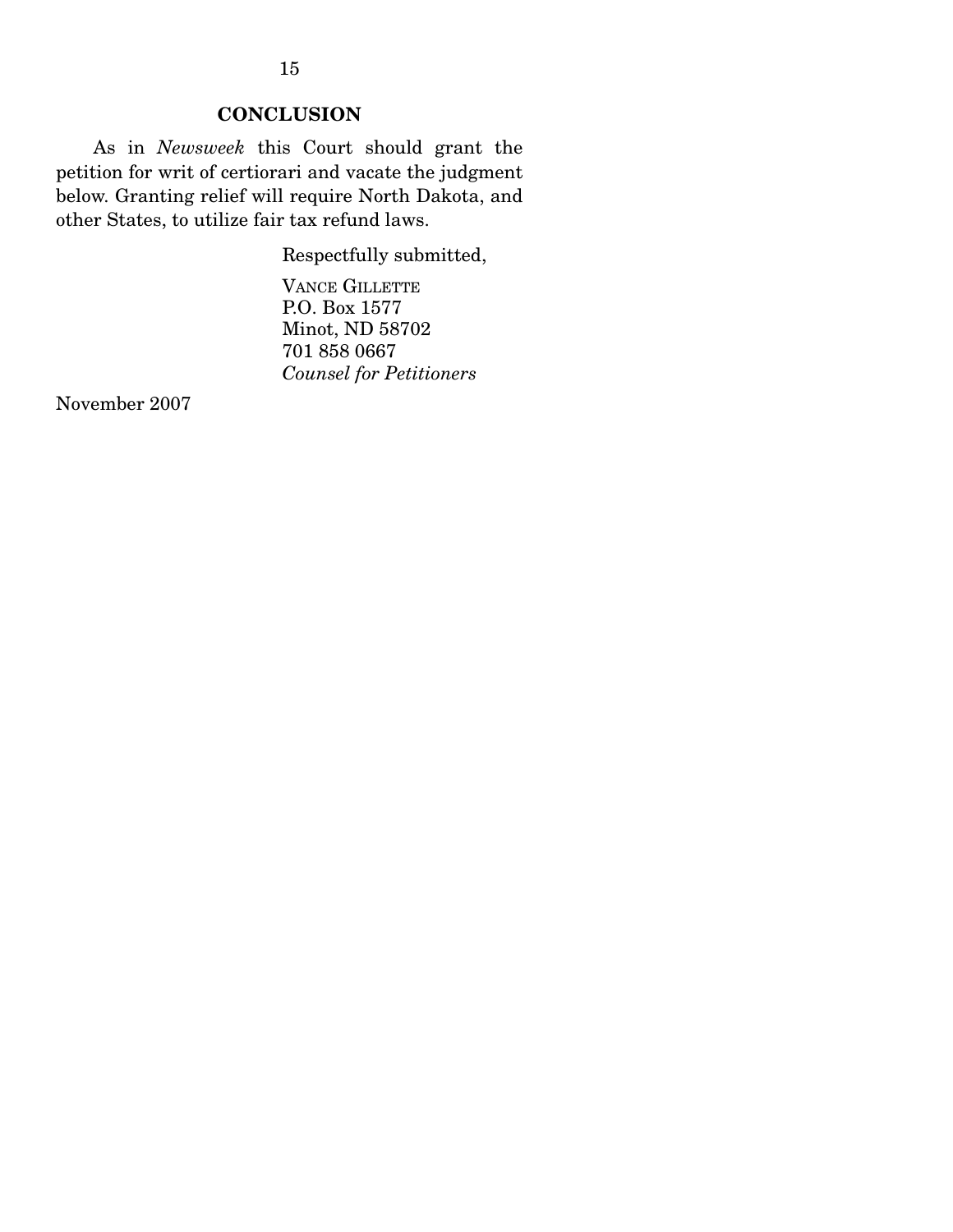## CONCLUSION

As in *Newsweek* this Court should grant the petition for writ of certiorari and vacate the judgment below. Granting relief will require North Dakota, and other States, to utilize fair tax refund laws.

Respectfully submitted,

VANCE GILLETTE
P.O. Box 1577
Minot, ND 58702
701 858 0667
*Counsel for Petitioners*

November 2007